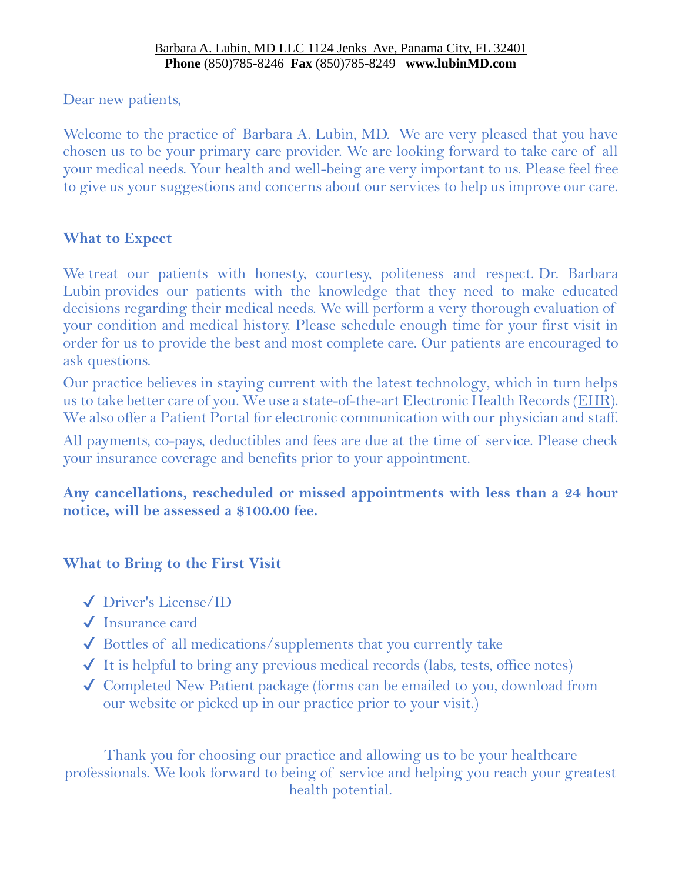Barbara A. Lubin, MD LLC 1124 Jenks Ave, Panama City, FL 32401
**Phone** (850)785-8246 **Fax** (850)785-8249 **www.lubinMD.com**

Dear new patients,

Welcome to the practice of Barbara A. Lubin, MD. We are very pleased that you have chosen us to be your primary care provider. We are looking forward to take care of all your medical needs. Your health and well-being are very important to us. Please feel free to give us your suggestions and concerns about our services to help us improve our care.

## What to Expect

We treat our patients with honesty, courtesy, politeness and respect. Dr. Barbara Lubin provides our patients with the knowledge that they need to make educated decisions regarding their medical needs. We will perform a very thorough evaluation of your condition and medical history. Please schedule enough time for your first visit in order for us to provide the best and most complete care. Our patients are encouraged to ask questions.

Our practice believes in staying current with the latest technology, which in turn helps us to take better care of you. We use a state-of-the-art Electronic Health Records (EHR). We also offer a Patient Portal for electronic communication with our physician and staff.

All payments, co-pays, deductibles and fees are due at the time of service. Please check your insurance coverage and benefits prior to your appointment.

**Any cancellations, rescheduled or missed appointments with less than a 24 hour notice, will be assessed a $100.00 fee.**

## What to Bring to the First Visit

- ✓ Driver's License/ID
- ✓ Insurance card
- ✓ Bottles of all medications/supplements that you currently take
- ✓ It is helpful to bring any previous medical records (labs, tests, office notes)
- ✓ Completed New Patient package (forms can be emailed to you, download from our website or picked up in our practice prior to your visit.)

Thank you for choosing our practice and allowing us to be your healthcare professionals. We look forward to being of service and helping you reach your greatest health potential.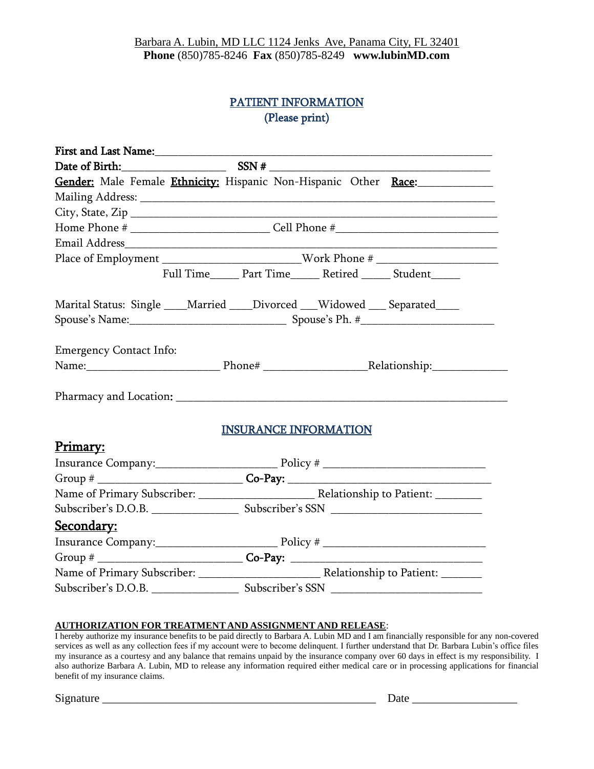Barbara A. Lubin, MD LLC 1124 Jenks Ave, Panama City, FL 32401
**Phone** (850)785-8246 **Fax** (850)785-8249 **www.lubinMD.com**

## PATIENT INFORMATION
(Please print)

**First and Last Name:**___________________________________________________________

**Date of Birth:**__________________ **SSN #** ______________________________________

**Gender:** Male Female **Ethnicity:** Hispanic Non-Hispanic Other **Race:**_____________

Mailing Address: ______________________________________________________________

City, State, Zip _______________________________________________________________

Home Phone # _________________________ Cell Phone #_____________________________

Email Address__________________________________________________________________

Place of Employment ________________________Work Phone # _____________________

Full Time_____ Part Time_____ Retired _____ Student_____

Marital Status: Single ____Married ____Divorced ___Widowed ___ Separated____

Spouse's Name:____________________________ Spouse's Ph. #_______________________

Emergency Contact Info:

Name:_______________________ Phone# _________________Relationship:_____________

Pharmacy and Location: _________________________________________________________

## INSURANCE INFORMATION

### Primary:

Insurance Company:_____________________ Policy # ____________________________

Group # _________________________ **Co-Pay:** __________________________________

Name of Primary Subscriber: ____________________ Relationship to Patient: ________

Subscriber's D.O.B. _______________ Subscriber's SSN __________________________

### Secondary:

Insurance Company:_____________________ Policy # ____________________________

Group # _________________________ **Co-Pay:** ________________________________

Name of Primary Subscriber: _____________________ Relationship to Patient: _______

Subscriber's D.O.B. _______________ Subscriber's SSN __________________________

**AUTHORIZATION FOR TREATMENT AND ASSIGNMENT AND RELEASE**:
I hereby authorize my insurance benefits to be paid directly to Barbara A. Lubin MD and I am financially responsible for any non-covered services as well as any collection fees if my account were to become delinquent. I further understand that Dr. Barbara Lubin's office files my insurance as a courtesy and any balance that remains unpaid by the insurance company over 60 days in effect is my responsibility. I also authorize Barbara A. Lubin, MD to release any information required either medical care or in processing applications for financial benefit of my insurance claims.

Signature _________________________________________________ Date __________________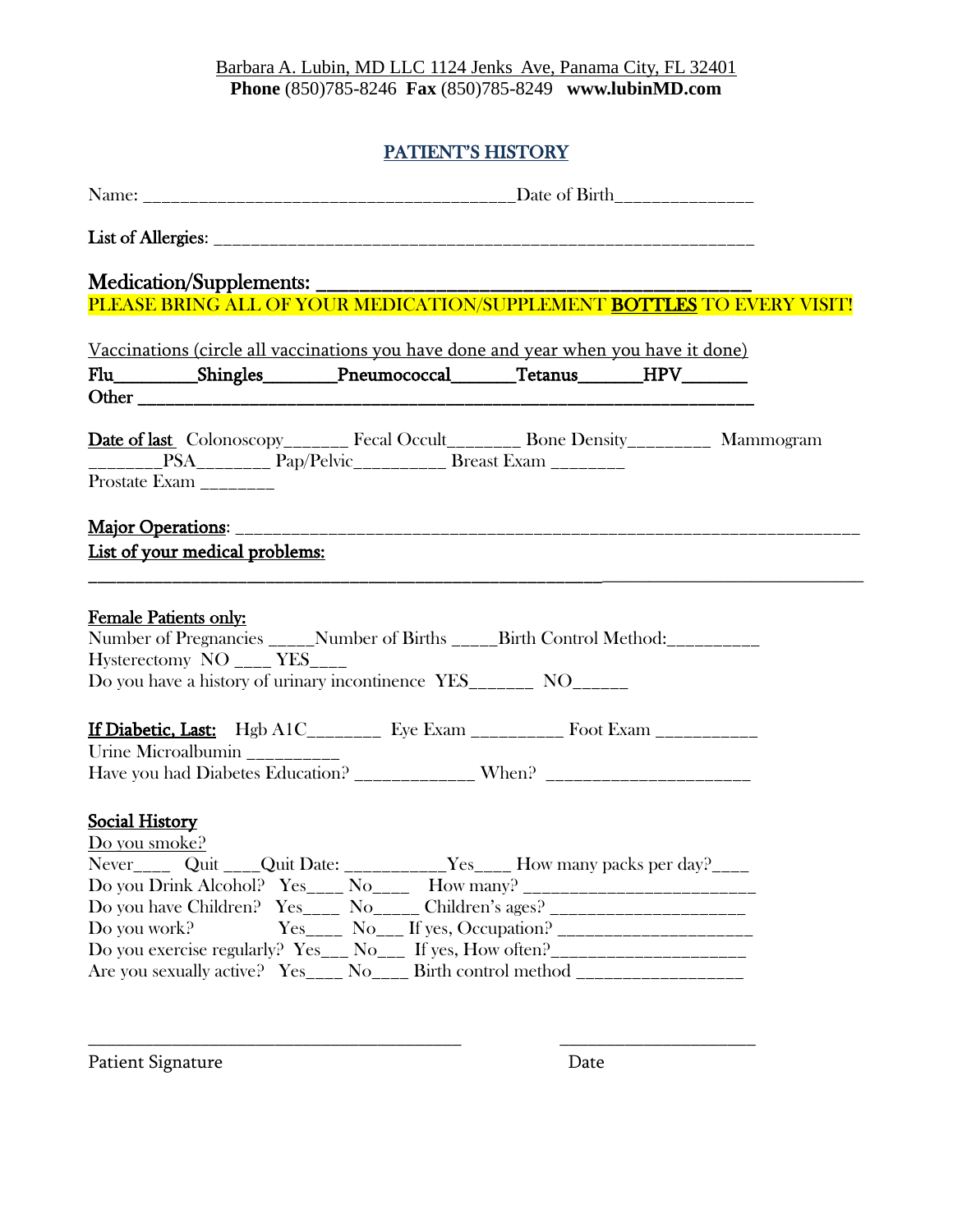Barbara A. Lubin, MD LLC 1124 Jenks Ave, Panama City, FL 32401
**Phone** (850)785-8246 **Fax** (850)785-8249 **www.lubinMD.com**

## PATIENT'S HISTORY

Name: ________________________________________Date of Birth______________

List of Allergies: ___________________________________________________________

**Medication/Supplements: ________________________________________**

PLEASE BRING ALL OF YOUR MEDICATION/SUPPLEMENT **BOTTLES** TO EVERY VISIT!

Vaccinations (circle all vaccinations you have done and year when you have it done)

**Flu_________Shingles________Pneumococcal_______Tetanus_______HPV_______**

**Other ___________________________________________________________________**

**Date of last** Colonoscopy_______ Fecal Occult________ Bone Density_________ Mammogram ________PSA________ Pap/Pelvic__________ Breast Exam ________

Prostate Exam ________

**Major Operations**: _______________________________________________________________

**List of your medical problems:**

________________________________________________________________________________

**Female Patients only:**

Number of Pregnancies _____Number of Births _____Birth Control Method:__________

Hysterectomy NO ____ YES____

Do you have a history of urinary incontinence YES_______ NO______

**If Diabetic, Last:** Hgb A1C________ Eye Exam __________ Foot Exam ___________

Urine Microalbumin __________

Have you had Diabetes Education? _____________ When? _____________________

**Social History**

Do you smoke?

Never____ Quit ____Quit Date: ___________Yes____ How many packs per day?____

Do you Drink Alcohol? Yes____ No____ How many? _________________________

Do you have Children? Yes____ No_____ Children's ages? _____________________

Do you work? Yes____ No___ If yes, Occupation? _____________________

Do you exercise regularly? Yes___ No___ If yes, How often?_____________________

Are you sexually active? Yes____ No____ Birth control method __________________

_____________________________________________ ________________________

Patient Signature Date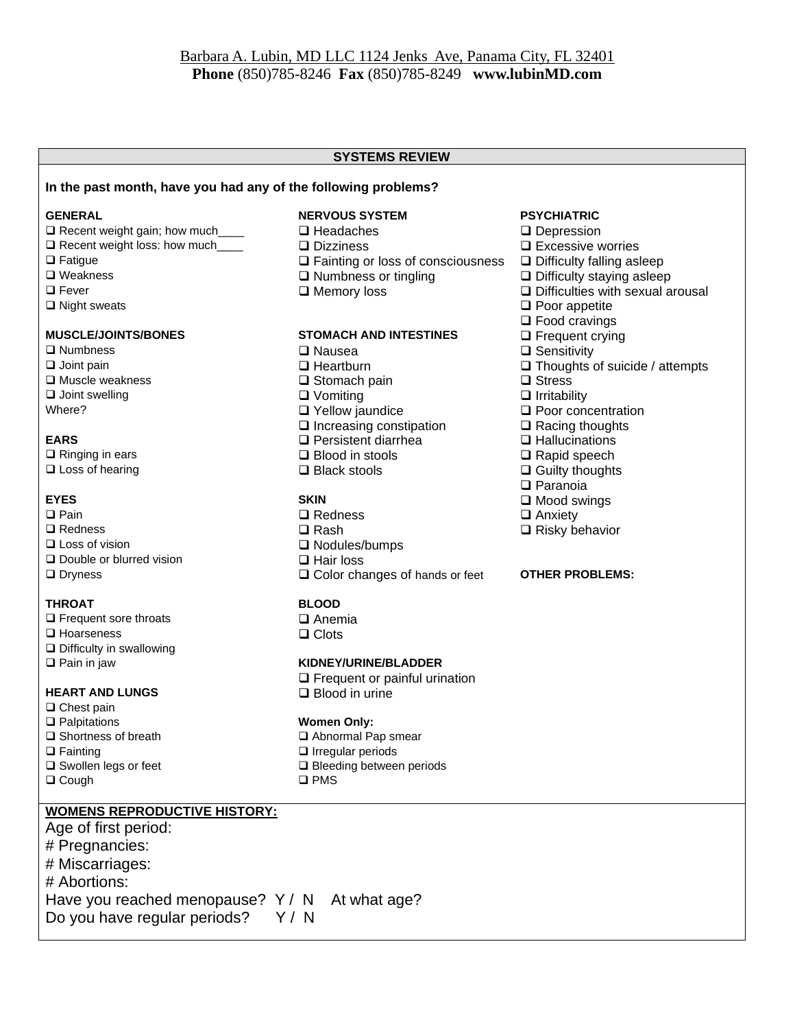Barbara A. Lubin, MD LLC 1124 Jenks Ave, Panama City, FL 32401
**Phone** (850)785-8246 **Fax** (850)785-8249 **www.lubinMD.com**

## SYSTEMS REVIEW

**In the past month, have you had any of the following problems?**

**GENERAL**
- ❑ Recent weight gain; how much____
- ❑ Recent weight loss: how much____
- ❑ Fatigue
- ❑ Weakness
- ❑ Fever
- ❑ Night sweats

**MUSCLE/JOINTS/BONES**
- ❑ Numbness
- ❑ Joint pain
- ❑ Muscle weakness
- ❑ Joint swelling

Where?

**EARS**
- ❑ Ringing in ears
- ❑ Loss of hearing

**EYES**
- ❑ Pain
- ❑ Redness
- ❑ Loss of vision
- ❑ Double or blurred vision
- ❑ Dryness

**THROAT**
- ❑ Frequent sore throats
- ❑ Hoarseness
- ❑ Difficulty in swallowing
- ❑ Pain in jaw

**HEART AND LUNGS**
- ❑ Chest pain
- ❑ Palpitations
- ❑ Shortness of breath
- ❑ Fainting
- ❑ Swollen legs or feet
- ❑ Cough

**NERVOUS SYSTEM**
- ❑ Headaches
- ❑ Dizziness
- ❑ Fainting or loss of consciousness
- ❑ Numbness or tingling
- ❑ Memory loss

**STOMACH AND INTESTINES**
- ❑ Nausea
- ❑ Heartburn
- ❑ Stomach pain
- ❑ Vomiting
- ❑ Yellow jaundice
- ❑ Increasing constipation
- ❑ Persistent diarrhea
- ❑ Blood in stools
- ❑ Black stools

**SKIN**
- ❑ Redness
- ❑ Rash
- ❑ Nodules/bumps
- ❑ Hair loss
- ❑ Color changes of hands or feet

**BLOOD**
- ❑ Anemia
- ❑ Clots

**KIDNEY/URINE/BLADDER**
- ❑ Frequent or painful urination
- ❑ Blood in urine

**Women Only:**
- ❑ Abnormal Pap smear
- ❑ Irregular periods
- ❑ Bleeding between periods
- ❑ PMS

**PSYCHIATRIC**
- ❑ Depression
- ❑ Excessive worries
- ❑ Difficulty falling asleep
- ❑ Difficulty staying asleep
- ❑ Difficulties with sexual arousal
- ❑ Poor appetite
- ❑ Food cravings
- ❑ Frequent crying
- ❑ Sensitivity
- ❑ Thoughts of suicide / attempts
- ❑ Stress
- ❑ Irritability
- ❑ Poor concentration
- ❑ Racing thoughts
- ❑ Hallucinations
- ❑ Rapid speech
- ❑ Guilty thoughts
- ❑ Paranoia
- ❑ Mood swings
- ❑ Anxiety
- ❑ Risky behavior

**OTHER PROBLEMS:**

## WOMENS REPRODUCTIVE HISTORY:

Age of first period:
# Pregnancies:
# Miscarriages:
# Abortions:
Have you reached menopause? Y / N At what age?
Do you have regular periods? Y / N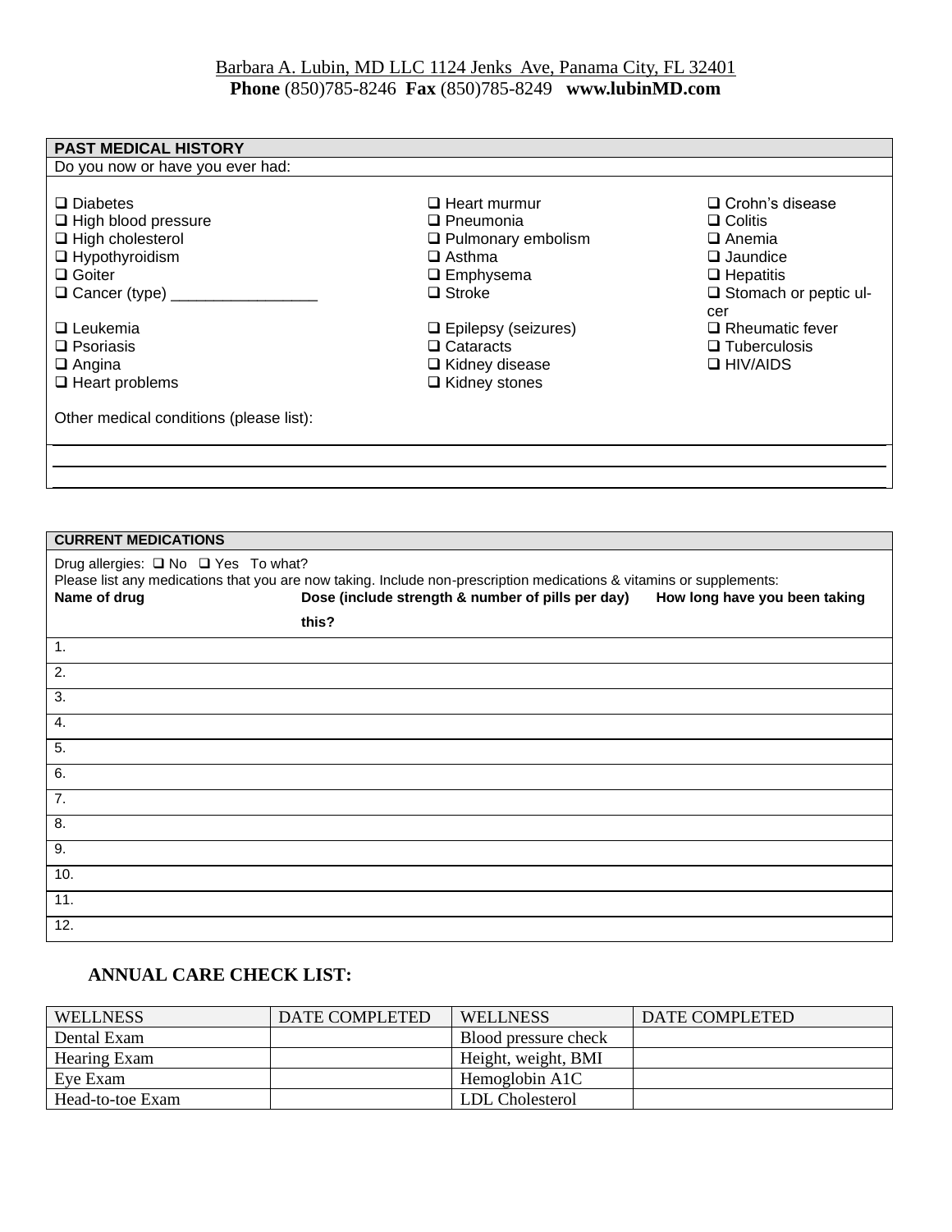Barbara A. Lubin, MD LLC 1124 Jenks Ave, Panama City, FL 32401
**Phone** (850)785-8246 **Fax** (850)785-8249 **www.lubinMD.com**

## PAST MEDICAL HISTORY

Do you now or have you ever had:

- ❑ Diabetes
- ❑ High blood pressure
- ❑ High cholesterol
- ❑ Hypothyroidism
- ❑ Goiter
- ❑ Cancer (type) _________________
- ❑ Leukemia
- ❑ Psoriasis
- ❑ Angina
- ❑ Heart problems
- ❑ Heart murmur
- ❑ Pneumonia
- ❑ Pulmonary embolism
- ❑ Asthma
- ❑ Emphysema
- ❑ Stroke
- ❑ Epilepsy (seizures)
- ❑ Cataracts
- ❑ Kidney disease
- ❑ Kidney stones
- ❑ Crohn's disease
- ❑ Colitis
- ❑ Anemia
- ❑ Jaundice
- ❑ Hepatitis
- ❑ Stomach or peptic ulcer
- ❑ Rheumatic fever
- ❑ Tuberculosis
- ❑ HIV/AIDS

Other medical conditions (please list):

______________________________________________________________________

______________________________________________________________________

## CURRENT MEDICATIONS

Drug allergies: ❑ No ❑ Yes To what?

Please list any medications that you are now taking. Include non-prescription medications & vitamins or supplements:

| Name of drug | Dose (include strength & number of pills per day) | How long have you been taking this? |
|---|---|---|
| 1. | | |
| 2. | | |
| 3. | | |
| 4. | | |
| 5. | | |
| 6. | | |
| 7. | | |
| 8. | | |
| 9. | | |
| 10. | | |
| 11. | | |
| 12. | | |

### ANNUAL CARE CHECK LIST:

| WELLNESS | DATE COMPLETED | WELLNESS | DATE COMPLETED |
|---|---|---|---|
| Dental Exam | | Blood pressure check | |
| Hearing Exam | | Height, weight, BMI | |
| Eye Exam | | Hemoglobin A1C | |
| Head-to-toe Exam | | LDL Cholesterol | |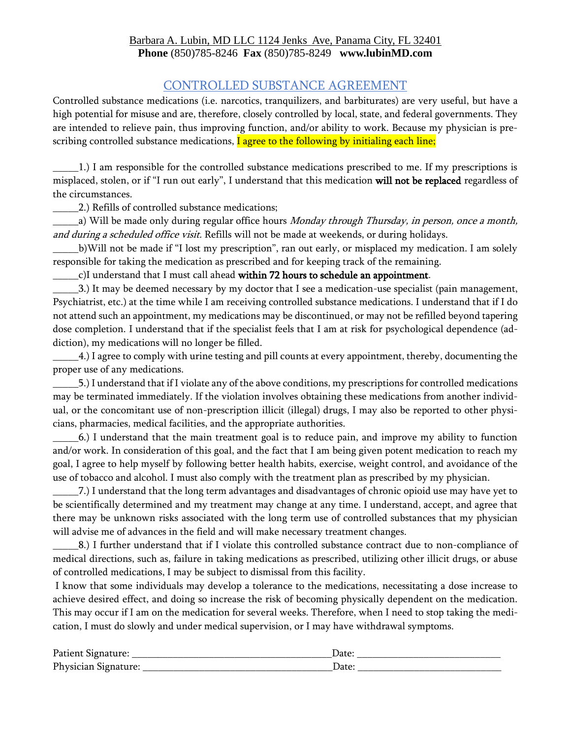Barbara A. Lubin, MD LLC 1124 Jenks Ave, Panama City, FL 32401
**Phone** (850)785-8246 **Fax** (850)785-8249 **www.lubinMD.com**

# CONTROLLED SUBSTANCE AGREEMENT

Controlled substance medications (i.e. narcotics, tranquilizers, and barbiturates) are very useful, but have a high potential for misuse and are, therefore, closely controlled by local, state, and federal governments. They are intended to relieve pain, thus improving function, and/or ability to work. Because my physician is prescribing controlled substance medications, I agree to the following by initialing each line;

_____1.) I am responsible for the controlled substance medications prescribed to me. If my prescriptions is misplaced, stolen, or if "I run out early", I understand that this medication **will not be replaced** regardless of the circumstances.

_____2.) Refills of controlled substance medications;

_____a) Will be made only during regular office hours *Monday through Thursday, in person, once a month, and during a scheduled office visit.* Refills will not be made at weekends, or during holidays.

_____b)Will not be made if "I lost my prescription", ran out early, or misplaced my medication. I am solely responsible for taking the medication as prescribed and for keeping track of the remaining.

_____c)I understand that I must call ahead **within 72 hours to schedule an appointment**.

_____3.) It may be deemed necessary by my doctor that I see a medication-use specialist (pain management, Psychiatrist, etc.) at the time while I am receiving controlled substance medications. I understand that if I do not attend such an appointment, my medications may be discontinued, or may not be refilled beyond tapering dose completion. I understand that if the specialist feels that I am at risk for psychological dependence (addiction), my medications will no longer be filled.

_____4.) I agree to comply with urine testing and pill counts at every appointment, thereby, documenting the proper use of any medications.

_____5.) I understand that if I violate any of the above conditions, my prescriptions for controlled medications may be terminated immediately. If the violation involves obtaining these medications from another individual, or the concomitant use of non-prescription illicit (illegal) drugs, I may also be reported to other physicians, pharmacies, medical facilities, and the appropriate authorities.

_____6.) I understand that the main treatment goal is to reduce pain, and improve my ability to function and/or work. In consideration of this goal, and the fact that I am being given potent medication to reach my goal, I agree to help myself by following better health habits, exercise, weight control, and avoidance of the use of tobacco and alcohol. I must also comply with the treatment plan as prescribed by my physician.

_____7.) I understand that the long term advantages and disadvantages of chronic opioid use may have yet to be scientifically determined and my treatment may change at any time. I understand, accept, and agree that there may be unknown risks associated with the long term use of controlled substances that my physician will advise me of advances in the field and will make necessary treatment changes.

_____8.) I further understand that if I violate this controlled substance contract due to non-compliance of medical directions, such as, failure in taking medications as prescribed, utilizing other illicit drugs, or abuse of controlled medications, I may be subject to dismissal from this facility.

I know that some individuals may develop a tolerance to the medications, necessitating a dose increase to achieve desired effect, and doing so increase the risk of becoming physically dependent on the medication. This may occur if I am on the medication for several weeks. Therefore, when I need to stop taking the medication, I must do slowly and under medical supervision, or I may have withdrawal symptoms.

Patient Signature: ______________________________________Date: ___________________________

Physician Signature: ____________________________________Date: ___________________________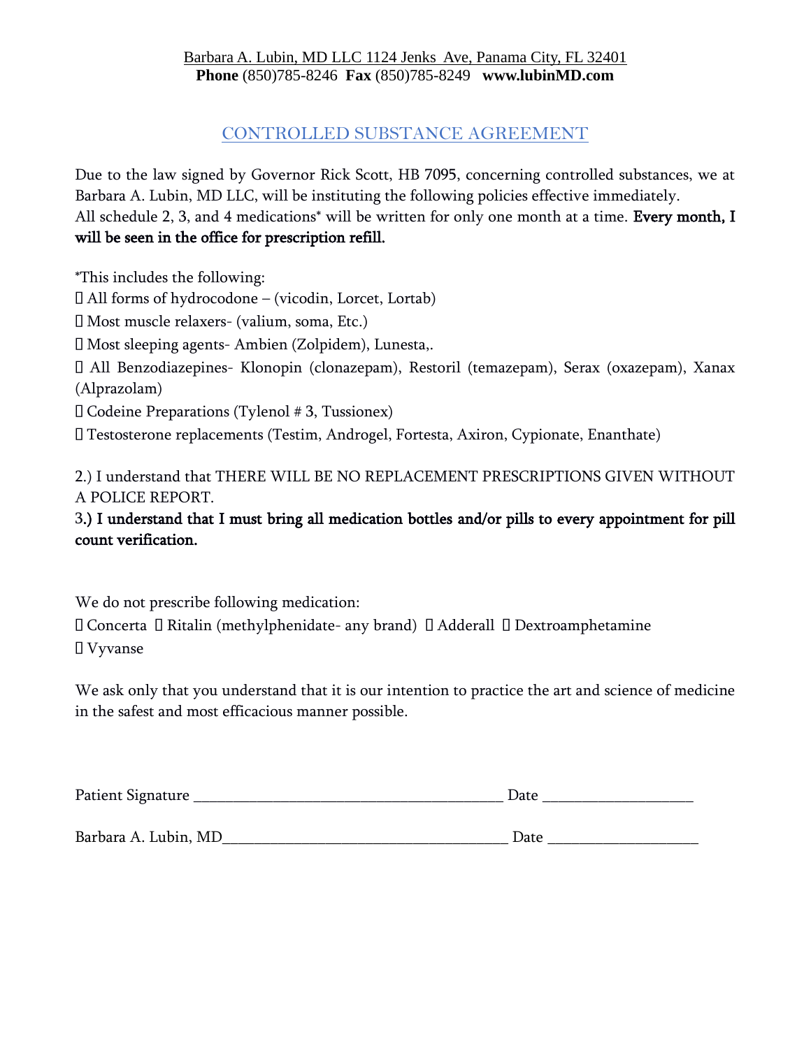Barbara A. Lubin, MD LLC 1124 Jenks Ave, Panama City, FL 32401
**Phone** (850)785-8246 **Fax** (850)785-8249 **www.lubinMD.com**

## CONTROLLED SUBSTANCE AGREEMENT

Due to the law signed by Governor Rick Scott, HB 7095, concerning controlled substances, we at Barbara A. Lubin, MD LLC, will be instituting the following policies effective immediately.
All schedule 2, 3, and 4 medications* will be written for only one month at a time. **Every month, I will be seen in the office for prescription refill.**

*This includes the following:

- All forms of hydrocodone – (vicodin, Lorcet, Lortab)
- Most muscle relaxers- (valium, soma, Etc.)
- Most sleeping agents- Ambien (Zolpidem), Lunesta,.
- All Benzodiazepines- Klonopin (clonazepam), Restoril (temazepam), Serax (oxazepam), Xanax (Alprazolam)
- Codeine Preparations (Tylenol # 3, Tussionex)
- Testosterone replacements (Testim, Androgel, Fortesta, Axiron, Cypionate, Enanthate)

2.) I understand that THERE WILL BE NO REPLACEMENT PRESCRIPTIONS GIVEN WITHOUT A POLICE REPORT.

3**.) I understand that I must bring all medication bottles and/or pills to every appointment for pill count verification.**

We do not prescribe following medication:

- Concerta
- Ritalin (methylphenidate- any brand)
- Adderall
- Dextroamphetamine
- Vyvanse

We ask only that you understand that it is our intention to practice the art and science of medicine in the safest and most efficacious manner possible.

Patient Signature ______________________________________ Date __________________

Barbara A. Lubin, MD___________________________________ Date __________________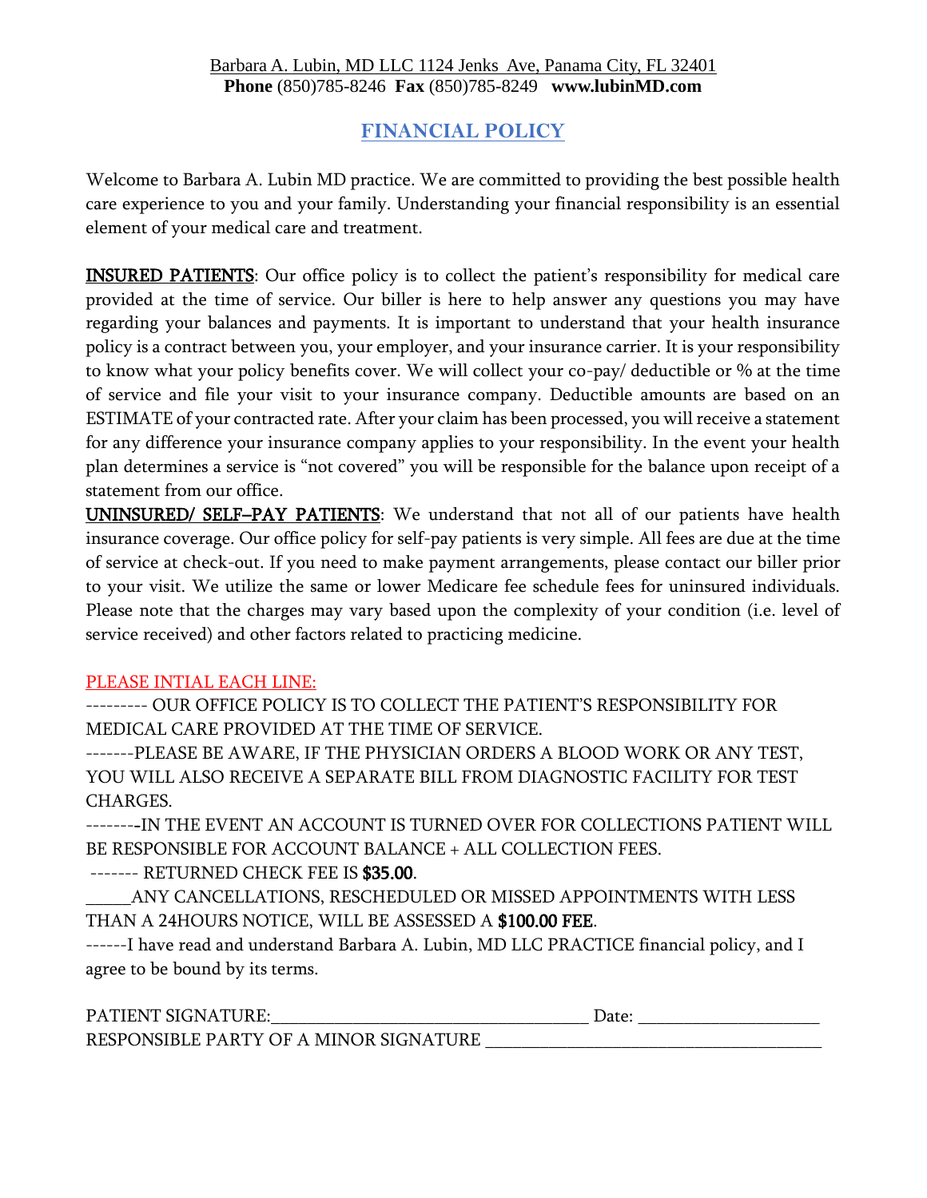Barbara A. Lubin, MD LLC 1124 Jenks Ave, Panama City, FL 32401
**Phone** (850)785-8246 **Fax** (850)785-8249 **www.lubinMD.com**

## FINANCIAL POLICY

Welcome to Barbara A. Lubin MD practice. We are committed to providing the best possible health care experience to you and your family. Understanding your financial responsibility is an essential element of your medical care and treatment.

**INSURED PATIENTS**: Our office policy is to collect the patient's responsibility for medical care provided at the time of service. Our biller is here to help answer any questions you may have regarding your balances and payments. It is important to understand that your health insurance policy is a contract between you, your employer, and your insurance carrier. It is your responsibility to know what your policy benefits cover. We will collect your co-pay/ deductible or % at the time of service and file your visit to your insurance company. Deductible amounts are based on an ESTIMATE of your contracted rate. After your claim has been processed, you will receive a statement for any difference your insurance company applies to your responsibility. In the event your health plan determines a service is "not covered" you will be responsible for the balance upon receipt of a statement from our office.

**UNINSURED/ SELF–PAY PATIENTS**: We understand that not all of our patients have health insurance coverage. Our office policy for self-pay patients is very simple. All fees are due at the time of service at check-out. If you need to make payment arrangements, please contact our biller prior to your visit. We utilize the same or lower Medicare fee schedule fees for uninsured individuals. Please note that the charges may vary based upon the complexity of your condition (i.e. level of service received) and other factors related to practicing medicine.

PLEASE INTIAL EACH LINE:

--------- OUR OFFICE POLICY IS TO COLLECT THE PATIENT'S RESPONSIBILITY FOR MEDICAL CARE PROVIDED AT THE TIME OF SERVICE.

-------PLEASE BE AWARE, IF THE PHYSICIAN ORDERS A BLOOD WORK OR ANY TEST, YOU WILL ALSO RECEIVE A SEPARATE BILL FROM DIAGNOSTIC FACILITY FOR TEST CHARGES.

--------IN THE EVENT AN ACCOUNT IS TURNED OVER FOR COLLECTIONS PATIENT WILL BE RESPONSIBLE FOR ACCOUNT BALANCE + ALL COLLECTION FEES.

------- RETURNED CHECK FEE IS **$35.00**.

_____ANY CANCELLATIONS, RESCHEDULED OR MISSED APPOINTMENTS WITH LESS THAN A 24HOURS NOTICE, WILL BE ASSESSED A **$100.00 FEE**.

------I have read and understand Barbara A. Lubin, MD LLC PRACTICE financial policy, and I agree to be bound by its terms.

PATIENT SIGNATURE:___________________________________ Date: ____________________

RESPONSIBLE PARTY OF A MINOR SIGNATURE _____________________________________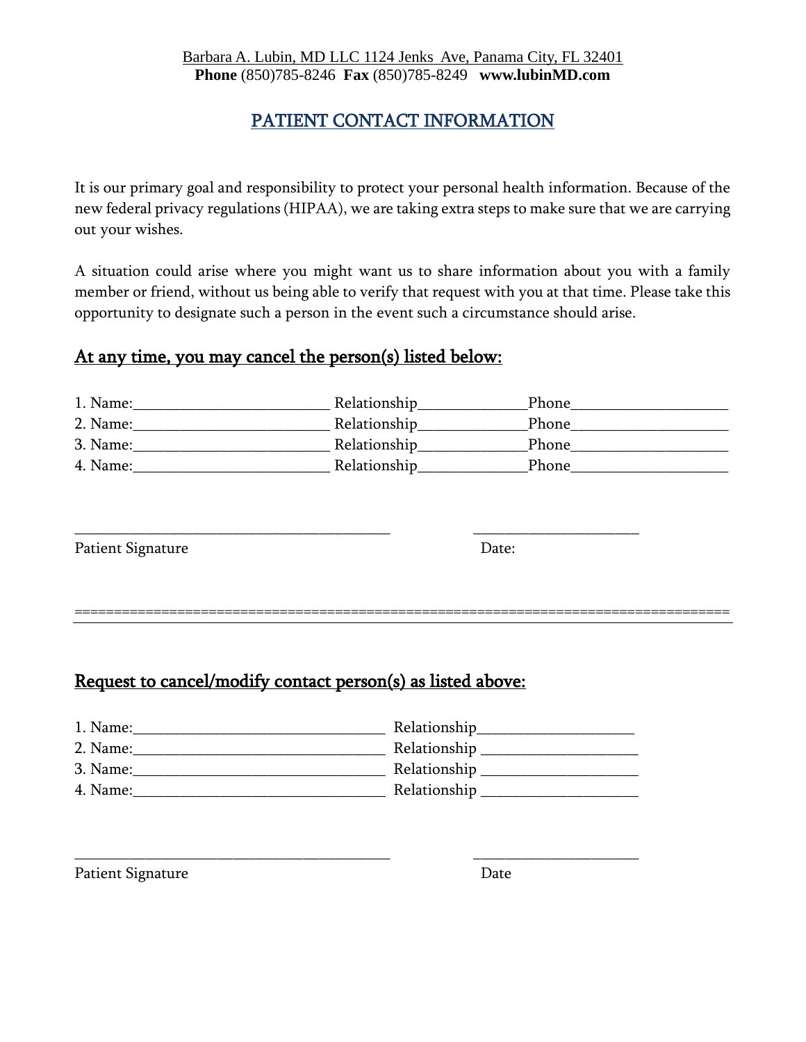Barbara A. Lubin, MD LLC 1124 Jenks Ave, Panama City, FL 32401
**Phone** (850)785-8246 **Fax** (850)785-8249 **www.lubinMD.com**

# PATIENT CONTACT INFORMATION

It is our primary goal and responsibility to protect your personal health information. Because of the new federal privacy regulations (HIPAA), we are taking extra steps to make sure that we are carrying out your wishes.

A situation could arise where you might want us to share information about you with a family member or friend, without us being able to verify that request with you at that time. Please take this opportunity to designate such a person in the event such a circumstance should arise.

## At any time, you may cancel the person(s) listed below:

1. Name:_________________________ Relationship_____________Phone___________________
2. Name:_________________________ Relationship_____________Phone___________________
3. Name:_________________________ Relationship_____________Phone___________________
4. Name:_________________________ Relationship_____________Phone___________________

_______________________________________ ____________________

Patient Signature Date:

================================================================================

## Request to cancel/modify contact person(s) as listed above:

1. Name:________________________________ Relationship___________________
2. Name:________________________________ Relationship ___________________
3. Name:________________________________ Relationship ___________________
4. Name:________________________________ Relationship ___________________

_______________________________________ ____________________

Patient Signature Date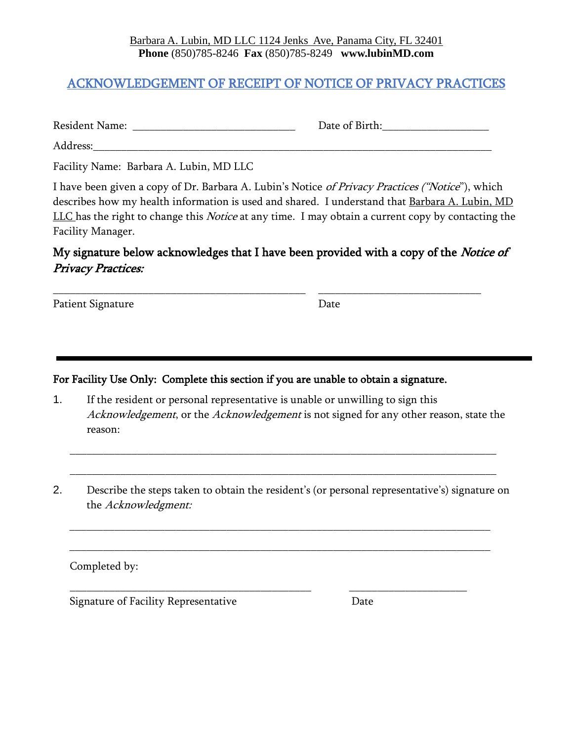Barbara A. Lubin, MD LLC 1124 Jenks Ave, Panama City, FL 32401
**Phone** (850)785-8246 **Fax** (850)785-8249 **www.lubinMD.com**

# ACKNOWLEDGEMENT OF RECEIPT OF NOTICE OF PRIVACY PRACTICES

Resident Name: _____________________________ Date of Birth:__________________

Address:___________________________________________________________________________

Facility Name: Barbara A. Lubin, MD LLC

I have been given a copy of Dr. Barbara A. Lubin's Notice *of Privacy Practices ("Notice*"), which describes how my health information is used and shared. I understand that Barbara A. Lubin, MD LLC has the right to change this *Notice* at any time. I may obtain a current copy by contacting the Facility Manager.

**My signature below acknowledges that I have been provided with a copy of the *Notice of Privacy Practices:***

_______________________________________________ _____________________________

Patient Signature Date

---

**For Facility Use Only: Complete this section if you are unable to obtain a signature.**

1. If the resident or personal representative is unable or unwilling to sign this *Acknowledgement*, or the *Acknowledgement* is not signed for any other reason, state the reason:

   ______________________________________________________________________________

   ______________________________________________________________________________

2. Describe the steps taken to obtain the resident's (or personal representative's) signature on the *Acknowledgment:*

   ______________________________________________________________________________

   ______________________________________________________________________________

Completed by:

_____________________________________________ ______________________

Signature of Facility Representative Date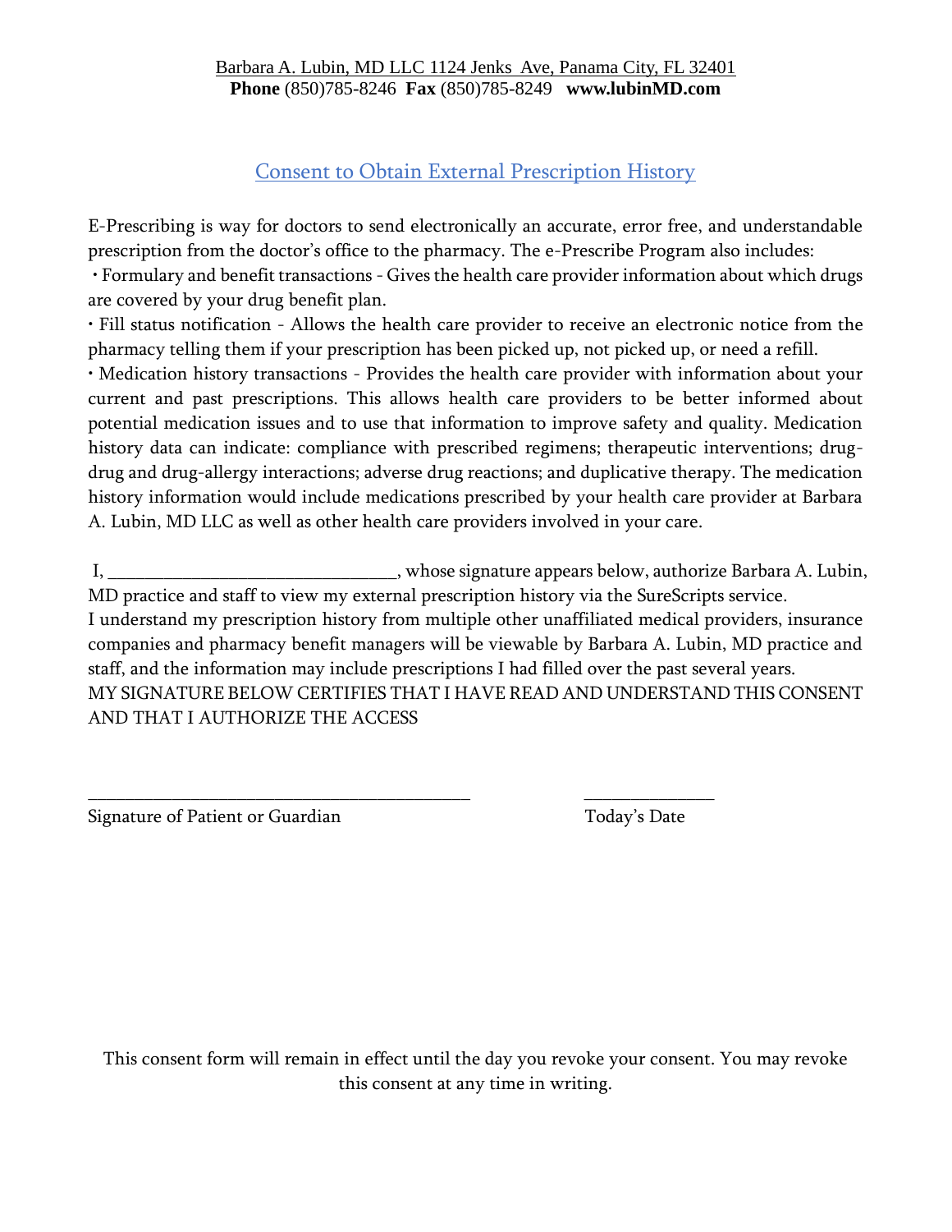Barbara A. Lubin, MD LLC 1124 Jenks Ave, Panama City, FL 32401
**Phone** (850)785-8246 **Fax** (850)785-8249 **www.lubinMD.com**

# Consent to Obtain External Prescription History

E-Prescribing is way for doctors to send electronically an accurate, error free, and understandable prescription from the doctor's office to the pharmacy. The e-Prescribe Program also includes:

• Formulary and benefit transactions - Gives the health care provider information about which drugs are covered by your drug benefit plan.

• Fill status notification - Allows the health care provider to receive an electronic notice from the pharmacy telling them if your prescription has been picked up, not picked up, or need a refill.

• Medication history transactions - Provides the health care provider with information about your current and past prescriptions. This allows health care providers to be better informed about potential medication issues and to use that information to improve safety and quality. Medication history data can indicate: compliance with prescribed regimens; therapeutic interventions; drug-drug and drug-allergy interactions; adverse drug reactions; and duplicative therapy. The medication history information would include medications prescribed by your health care provider at Barbara A. Lubin, MD LLC as well as other health care providers involved in your care.

I, ______________________________, whose signature appears below, authorize Barbara A. Lubin, MD practice and staff to view my external prescription history via the SureScripts service.
I understand my prescription history from multiple other unaffiliated medical providers, insurance companies and pharmacy benefit managers will be viewable by Barbara A. Lubin, MD practice and staff, and the information may include prescriptions I had filled over the past several years.
MY SIGNATURE BELOW CERTIFIES THAT I HAVE READ AND UNDERSTAND THIS CONSENT AND THAT I AUTHORIZE THE ACCESS

________________________________________ ______________

Signature of Patient or Guardian Today's Date

This consent form will remain in effect until the day you revoke your consent. You may revoke this consent at any time in writing.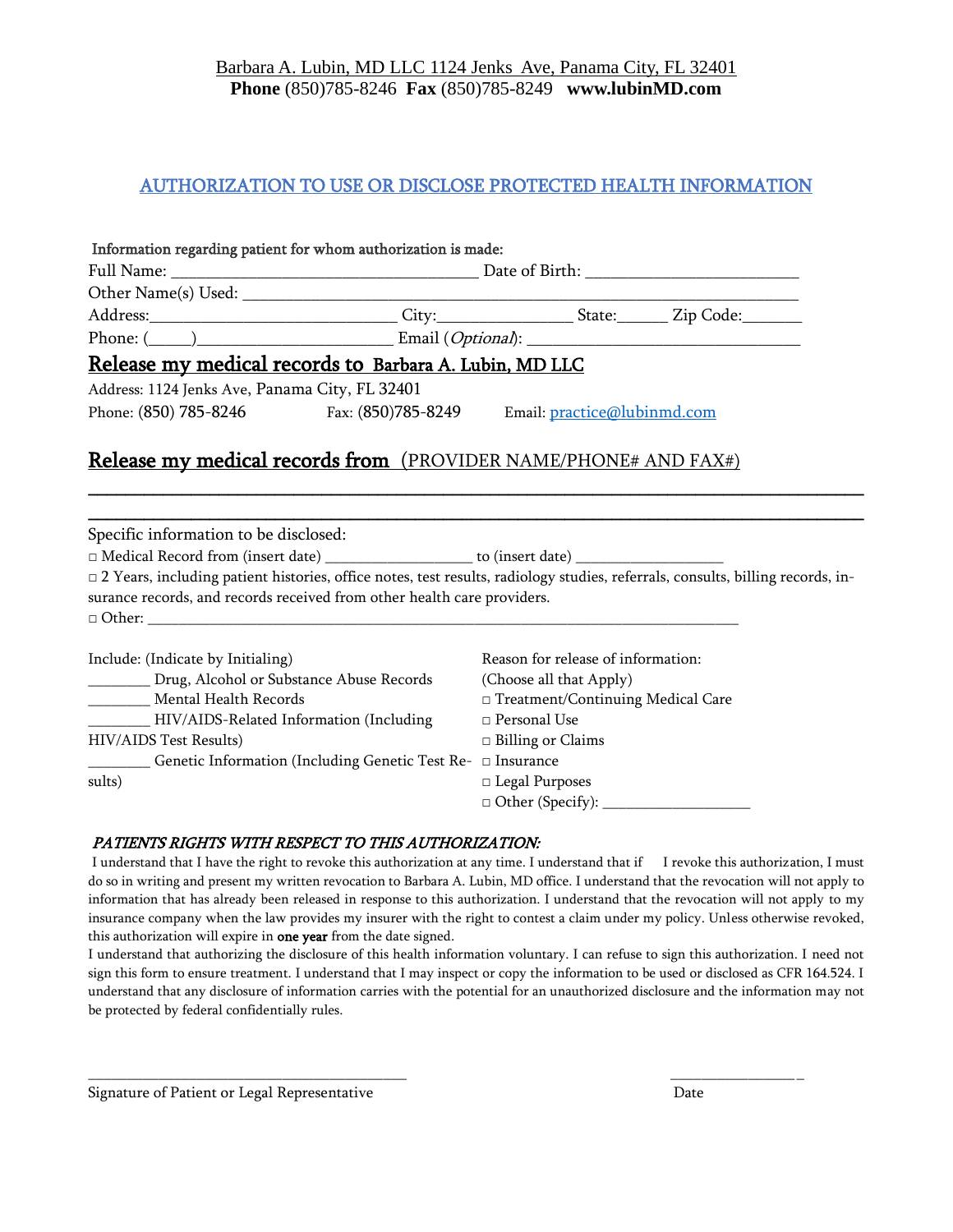Barbara A. Lubin, MD LLC 1124 Jenks Ave, Panama City, FL 32401
**Phone** (850)785-8246 **Fax** (850)785-8249 **www.lubinMD.com**

## AUTHORIZATION TO USE OR DISCLOSE PROTECTED HEALTH INFORMATION

Information regarding patient for whom authorization is made:

Full Name: ____________________________________ Date of Birth: _________________________

Other Name(s) Used: _________________________________________________________________

Address:____________________________ City:_______________ State:______ Zip Code:_______

Phone: (_____)______________________ Email (*Optional*): ______________________________

## Release my medical records to Barbara A. Lubin, MD LLC

Address: 1124 Jenks Ave, Panama City, FL 32401

Phone: (850) 785-8246 Fax: (850)785-8249 Email: practice@lubinmd.com

## Release my medical records from (PROVIDER NAME/PHONE# AND FAX#)

_____________________________________________________________________________

_____________________________________________________________________________

Specific information to be disclosed:

□ Medical Record from (insert date) __________________ to (insert date) __________________

□ 2 Years, including patient histories, office notes, test results, radiology studies, referrals, consults, billing records, insurance records, and records received from other health care providers.

□ Other: ___________________________________________________________________________

Include: (Indicate by Initialing)

________ Drug, Alcohol or Substance Abuse Records

________ Mental Health Records

________ HIV/AIDS-Related Information (Including HIV/AIDS Test Results)

________ Genetic Information (Including Genetic Test Results)

Reason for release of information: (Choose all that Apply)

□ Treatment/Continuing Medical Care

□ Personal Use

□ Billing or Claims

□ Insurance

□ Legal Purposes

□ Other (Specify): __________________

***PATIENTS RIGHTS WITH RESPECT TO THIS AUTHORIZATION:***

I understand that I have the right to revoke this authorization at any time. I understand that if I revoke this authorization, I must do so in writing and present my written revocation to Barbara A. Lubin, MD office. I understand that the revocation will not apply to information that has already been released in response to this authorization. I understand that the revocation will not apply to my insurance company when the law provides my insurer with the right to contest a claim under my policy. Unless otherwise revoked, this authorization will expire in **one year** from the date signed.

I understand that authorizing the disclosure of this health information voluntary. I can refuse to sign this authorization. I need not sign this form to ensure treatment. I understand that I may inspect or copy the information to be used or disclosed as CFR 164.524. I understand that any disclosure of information carries with the potential for an unauthorized disclosure and the information may not be protected by federal confidentially rules.

________________________________________ ________________

Signature of Patient or Legal Representative Date